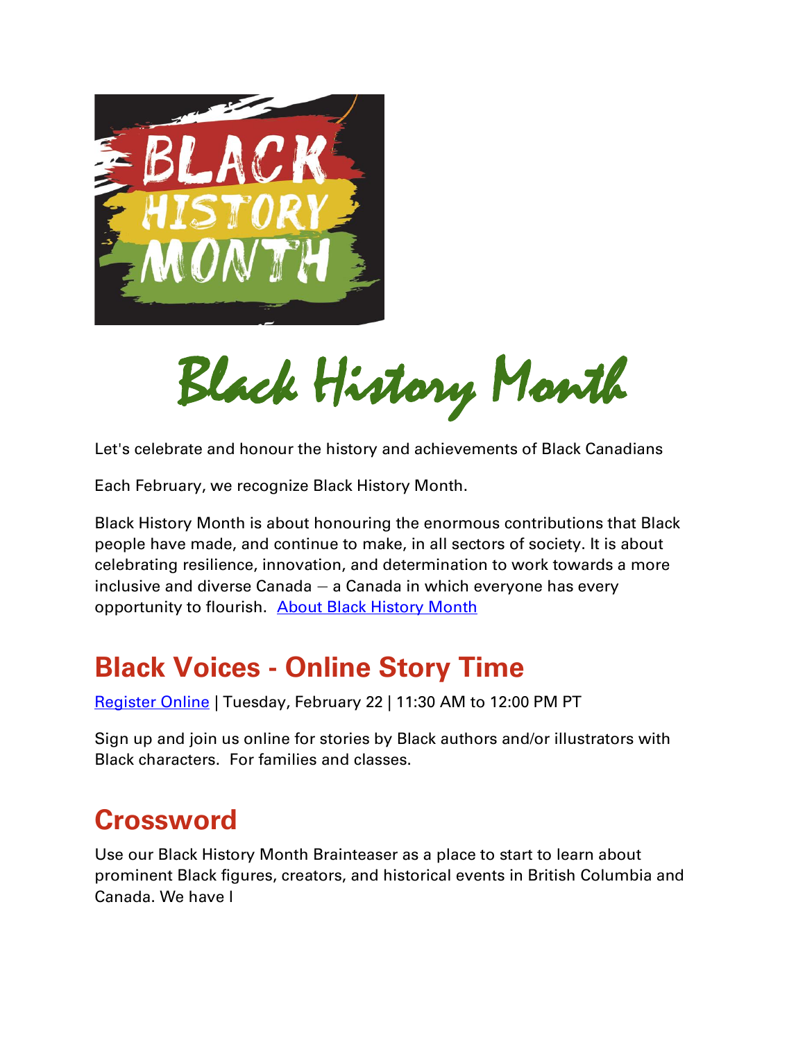# Black History Month

Let's celebrate and honour the history and achievements of Black Canadians

Each February, we recognize Black History Month.

Black History Month is about honouring the enormous contributions that Black people have made, and continue to make, in all sectors of society. It is about celebrating resilience, innovation, and determination to work towards a more inclusive and diverse Canada – a Canada in which everyone has every opportunity to flourish. About Black History Month

## Black Voices - Online Story Time

Register Online | Tuesday, February 22 | 11:30 AM to 12:00 PM PT

Sign up and join us online for stories by Black authors and/or illustrators with Black characters. For families and classes.

## Crossword

Use our Black History Month Brainteaser as a place to start to learn about prominent Black figures, creators, and historical events in British Columbia and Canada. We have l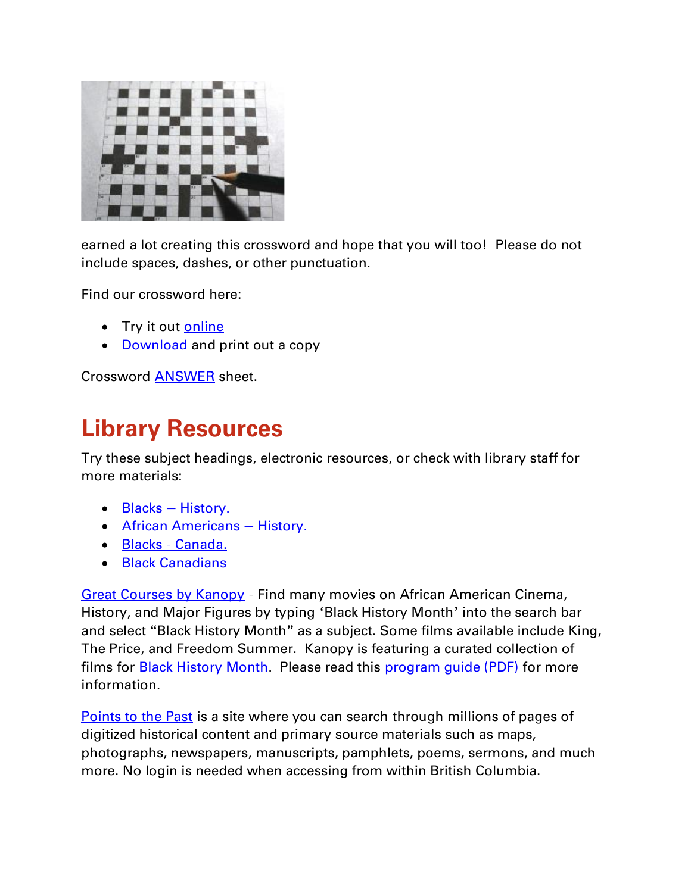earned a lot creating this crossword and hope that you will too! Please do not include spaces, dashes, or other punctuation.

Find our crossword here:

- Try it out online
- Download and print out a copy

Crossword ANSWER sheet.

## Library Resources

Try these subject headings, electronic resources, or check with library staff for more materials:

- Blacks – History.
- African Americans – History.
- Blacks - Canada.
- Black Canadians

Great Courses by Kanopy - Find many movies on African American Cinema, History, and Major Figures by typing 'Black History Month' into the search bar and select "Black History Month" as a subject. Some films available include King, The Price, and Freedom Summer. Kanopy is featuring a curated collection of films for Black History Month. Please read this program guide (PDF) for more information.

Points to the Past is a site where you can search through millions of pages of digitized historical content and primary source materials such as maps, photographs, newspapers, manuscripts, pamphlets, poems, sermons, and much more. No login is needed when accessing from within British Columbia.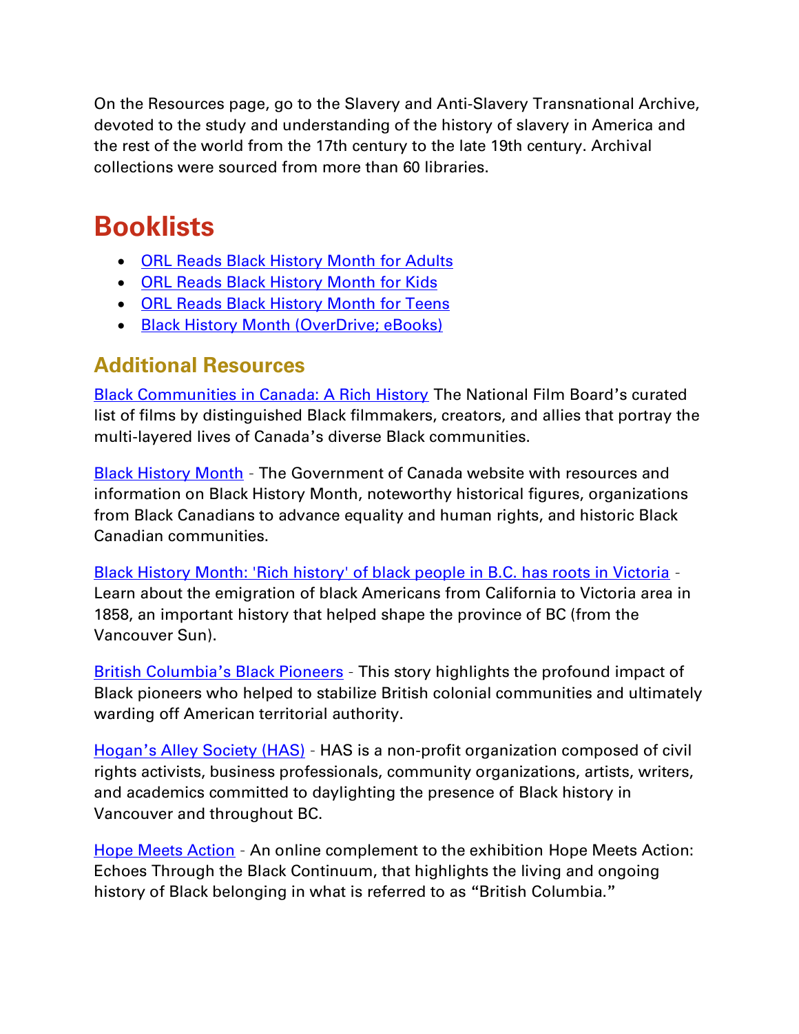On the Resources page, go to the Slavery and Anti-Slavery Transnational Archive, devoted to the study and understanding of the history of slavery in America and the rest of the world from the 17th century to the late 19th century. Archival collections were sourced from more than 60 libraries.

# Booklists

- ORL Reads Black History Month for Adults
- ORL Reads Black History Month for Kids
- ORL Reads Black History Month for Teens
- Black History Month (OverDrive; eBooks)

## Additional Resources

Black Communities in Canada: A Rich History The National Film Board's curated list of films by distinguished Black filmmakers, creators, and allies that portray the multi-layered lives of Canada's diverse Black communities.

Black History Month - The Government of Canada website with resources and information on Black History Month, noteworthy historical figures, organizations from Black Canadians to advance equality and human rights, and historic Black Canadian communities.

Black History Month: 'Rich history' of black people in B.C. has roots in Victoria - Learn about the emigration of black Americans from California to Victoria area in 1858, an important history that helped shape the province of BC (from the Vancouver Sun).

British Columbia's Black Pioneers - This story highlights the profound impact of Black pioneers who helped to stabilize British colonial communities and ultimately warding off American territorial authority.

Hogan's Alley Society (HAS) - HAS is a non-profit organization composed of civil rights activists, business professionals, community organizations, artists, writers, and academics committed to daylighting the presence of Black history in Vancouver and throughout BC.

Hope Meets Action - An online complement to the exhibition Hope Meets Action: Echoes Through the Black Continuum, that highlights the living and ongoing history of Black belonging in what is referred to as "British Columbia."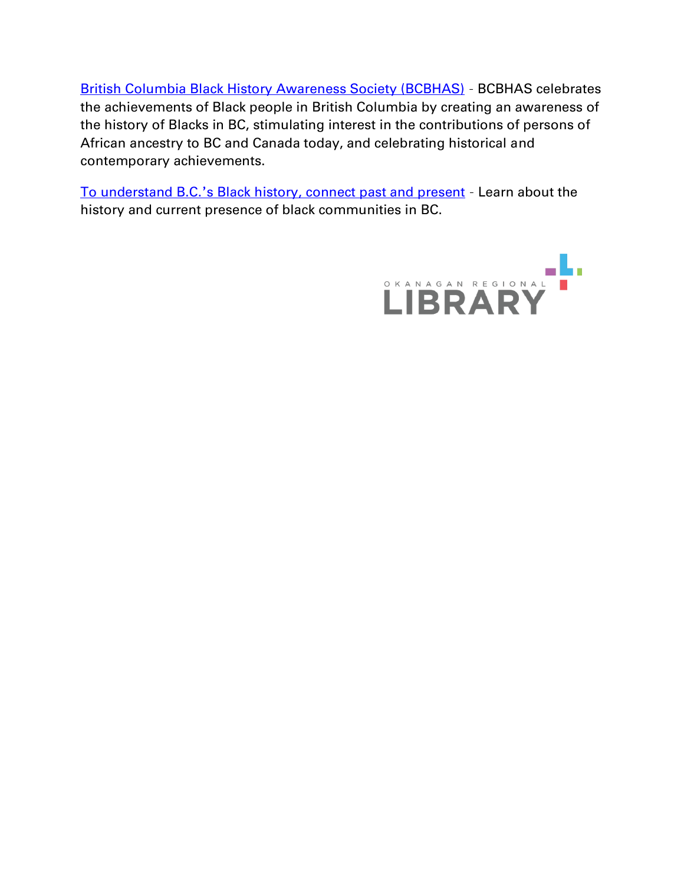British Columbia Black History Awareness Society (BCBHAS) - BCBHAS celebrates the achievements of Black people in British Columbia by creating an awareness of the history of Blacks in BC, stimulating interest in the contributions of persons of African ancestry to BC and Canada today, and celebrating historical and contemporary achievements.

To understand B.C.'s Black history, connect past and present - Learn about the history and current presence of black communities in BC.

OKANAGAN REGIONAL LIBRARY